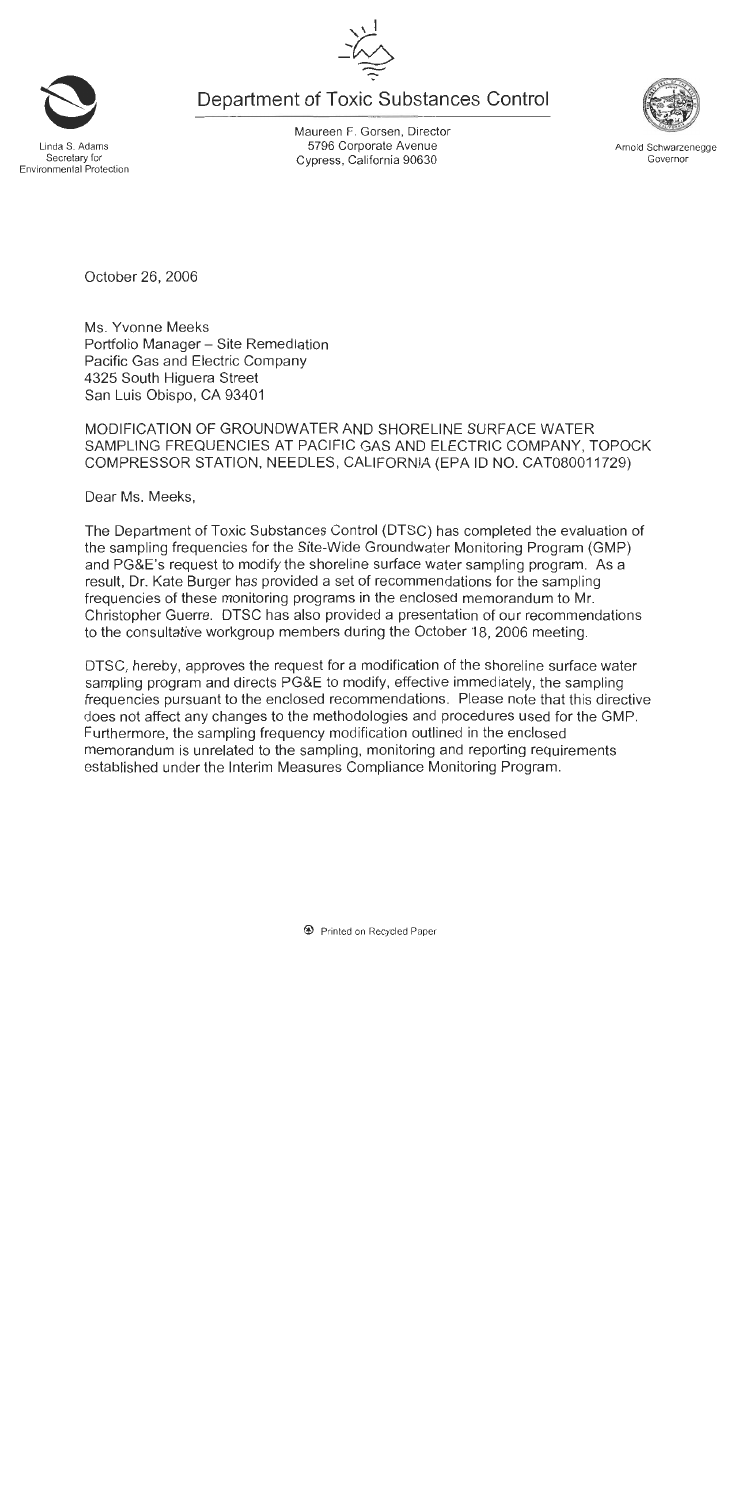Department of Toxic Substances Control

Linda S. Adams
Secretary for
Environmental Protection

Maureen F. Gorsen, Director
5796 Corporate Avenue
Cypress, California 90630

Arnold Schwarzenegger
Governor

October 26, 2006

Ms. Yvonne Meeks
Portfolio Manager – Site Remediation
Pacific Gas and Electric Company
4325 South Higuera Street
San Luis Obispo, CA 93401

MODIFICATION OF GROUNDWATER AND SHORELINE SURFACE WATER SAMPLING FREQUENCIES AT PACIFIC GAS AND ELECTRIC COMPANY, TOPOCK COMPRESSOR STATION, NEEDLES, CALIFORNIA (EPA ID NO. CAT080011729)

Dear Ms. Meeks,

The Department of Toxic Substances Control (DTSC) has completed the evaluation of the sampling frequencies for the Site-Wide Groundwater Monitoring Program (GMP) and PG&E's request to modify the shoreline surface water sampling program. As a result, Dr. Kate Burger has provided a set of recommendations for the sampling frequencies of these monitoring programs in the enclosed memorandum to Mr. Christopher Guerre. DTSC has also provided a presentation of our recommendations to the consultative workgroup members during the October 18, 2006 meeting.

DTSC, hereby, approves the request for a modification of the shoreline surface water sampling program and directs PG&E to modify, effective immediately, the sampling frequencies pursuant to the enclosed recommendations. Please note that this directive does not affect any changes to the methodologies and procedures used for the GMP. Furthermore, the sampling frequency modification outlined in the enclosed memorandum is unrelated to the sampling, monitoring and reporting requirements established under the Interim Measures Compliance Monitoring Program.

Printed on Recycled Paper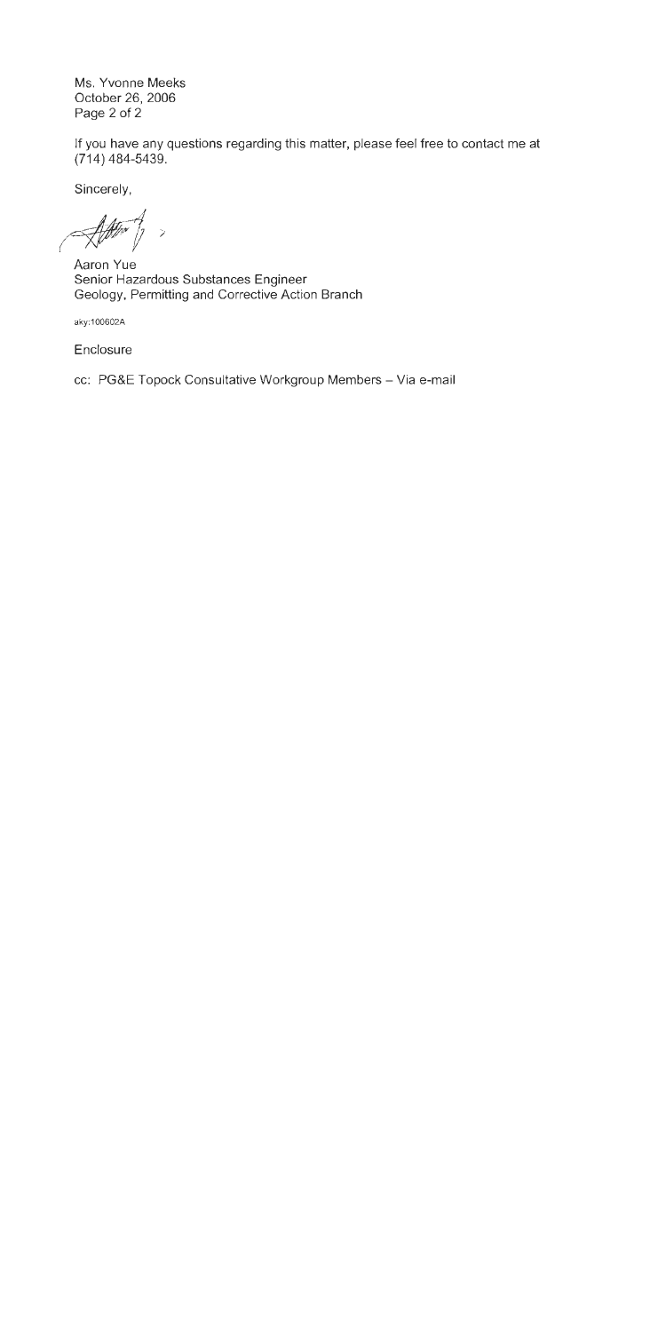Ms. Yvonne Meeks
October 26, 2006
Page 2 of 2

If you have any questions regarding this matter, please feel free to contact me at (714) 484-5439.

Sincerely,

Aaron Yue
Senior Hazardous Substances Engineer
Geology, Permitting and Corrective Action Branch

aky:100602A

Enclosure

cc: PG&E Topock Consultative Workgroup Members – Via e-mail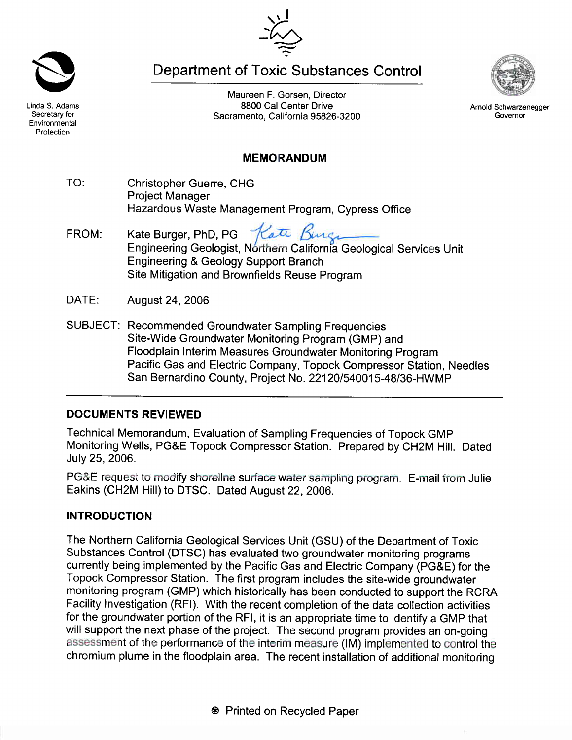Linda S. Adams
Secretary for Environmental Protection

# Department of Toxic Substances Control

Maureen F. Gorsen, Director
8800 Cal Center Drive
Sacramento, California 95826-3200

Arnold Schwarzenegger
Governor

## MEMORANDUM

TO: Christopher Guerre, CHG
Project Manager
Hazardous Waste Management Program, Cypress Office

FROM: Kate Burger, PhD, PG
Engineering Geologist, Northern California Geological Services Unit
Engineering & Geology Support Branch
Site Mitigation and Brownfields Reuse Program

DATE: August 24, 2006

SUBJECT: Recommended Groundwater Sampling Frequencies
Site-Wide Groundwater Monitoring Program (GMP) and
Floodplain Interim Measures Groundwater Monitoring Program
Pacific Gas and Electric Company, Topock Compressor Station, Needles
San Bernardino County, Project No. 22120/540015-48/36-HWMP

---

## DOCUMENTS REVIEWED

Technical Memorandum, Evaluation of Sampling Frequencies of Topock GMP Monitoring Wells, PG&E Topock Compressor Station. Prepared by CH2M Hill. Dated July 25, 2006.

PG&E request to modify shoreline surface water sampling program. E-mail from Julie Eakins (CH2M Hill) to DTSC. Dated August 22, 2006.

## INTRODUCTION

The Northern California Geological Services Unit (GSU) of the Department of Toxic Substances Control (DTSC) has evaluated two groundwater monitoring programs currently being implemented by the Pacific Gas and Electric Company (PG&E) for the Topock Compressor Station. The first program includes the site-wide groundwater monitoring program (GMP) which historically has been conducted to support the RCRA Facility Investigation (RFI). With the recent completion of the data collection activities for the groundwater portion of the RFI, it is an appropriate time to identify a GMP that will support the next phase of the project. The second program provides an on-going assessment of the performance of the interim measure (IM) implemented to control the chromium plume in the floodplain area. The recent installation of additional monitoring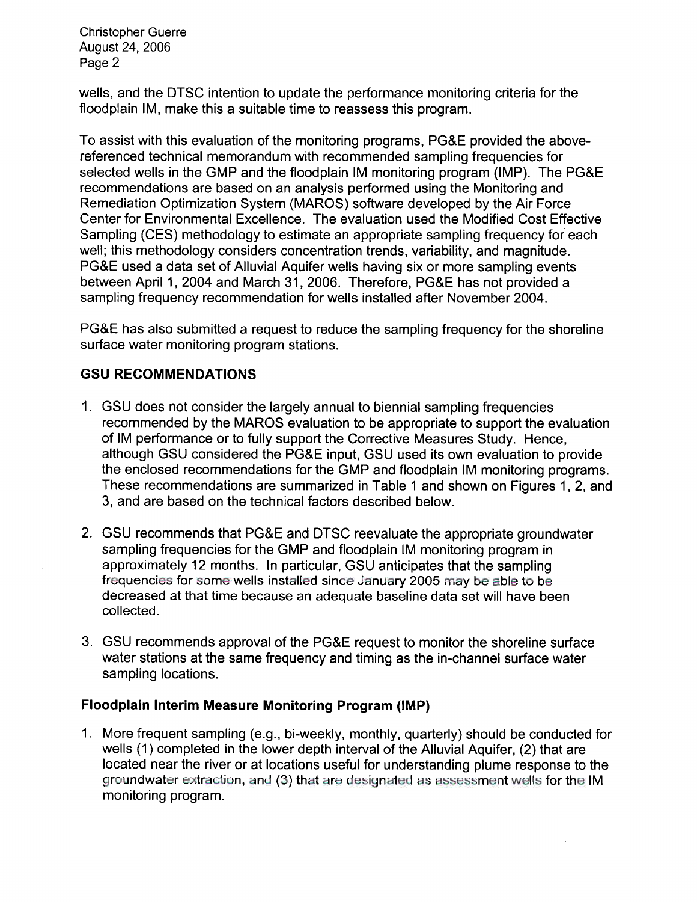wells, and the DTSC intention to update the performance monitoring criteria for the floodplain IM, make this a suitable time to reassess this program.

To assist with this evaluation of the monitoring programs, PG&E provided the above-referenced technical memorandum with recommended sampling frequencies for selected wells in the GMP and the floodplain IM monitoring program (IMP). The PG&E recommendations are based on an analysis performed using the Monitoring and Remediation Optimization System (MAROS) software developed by the Air Force Center for Environmental Excellence. The evaluation used the Modified Cost Effective Sampling (CES) methodology to estimate an appropriate sampling frequency for each well; this methodology considers concentration trends, variability, and magnitude. PG&E used a data set of Alluvial Aquifer wells having six or more sampling events between April 1, 2004 and March 31, 2006. Therefore, PG&E has not provided a sampling frequency recommendation for wells installed after November 2004.

PG&E has also submitted a request to reduce the sampling frequency for the shoreline surface water monitoring program stations.

## GSU RECOMMENDATIONS

1. GSU does not consider the largely annual to biennial sampling frequencies recommended by the MAROS evaluation to be appropriate to support the evaluation of IM performance or to fully support the Corrective Measures Study. Hence, although GSU considered the PG&E input, GSU used its own evaluation to provide the enclosed recommendations for the GMP and floodplain IM monitoring programs. These recommendations are summarized in Table 1 and shown on Figures 1, 2, and 3, and are based on the technical factors described below.

2. GSU recommends that PG&E and DTSC reevaluate the appropriate groundwater sampling frequencies for the GMP and floodplain IM monitoring program in approximately 12 months. In particular, GSU anticipates that the sampling frequencies for some wells installed since January 2005 may be able to be decreased at that time because an adequate baseline data set will have been collected.

3. GSU recommends approval of the PG&E request to monitor the shoreline surface water stations at the same frequency and timing as the in-channel surface water sampling locations.

### Floodplain Interim Measure Monitoring Program (IMP)

1. More frequent sampling (e.g., bi-weekly, monthly, quarterly) should be conducted for wells (1) completed in the lower depth interval of the Alluvial Aquifer, (2) that are located near the river or at locations useful for understanding plume response to the groundwater extraction, and (3) that are designated as assessment wells for the IM monitoring program.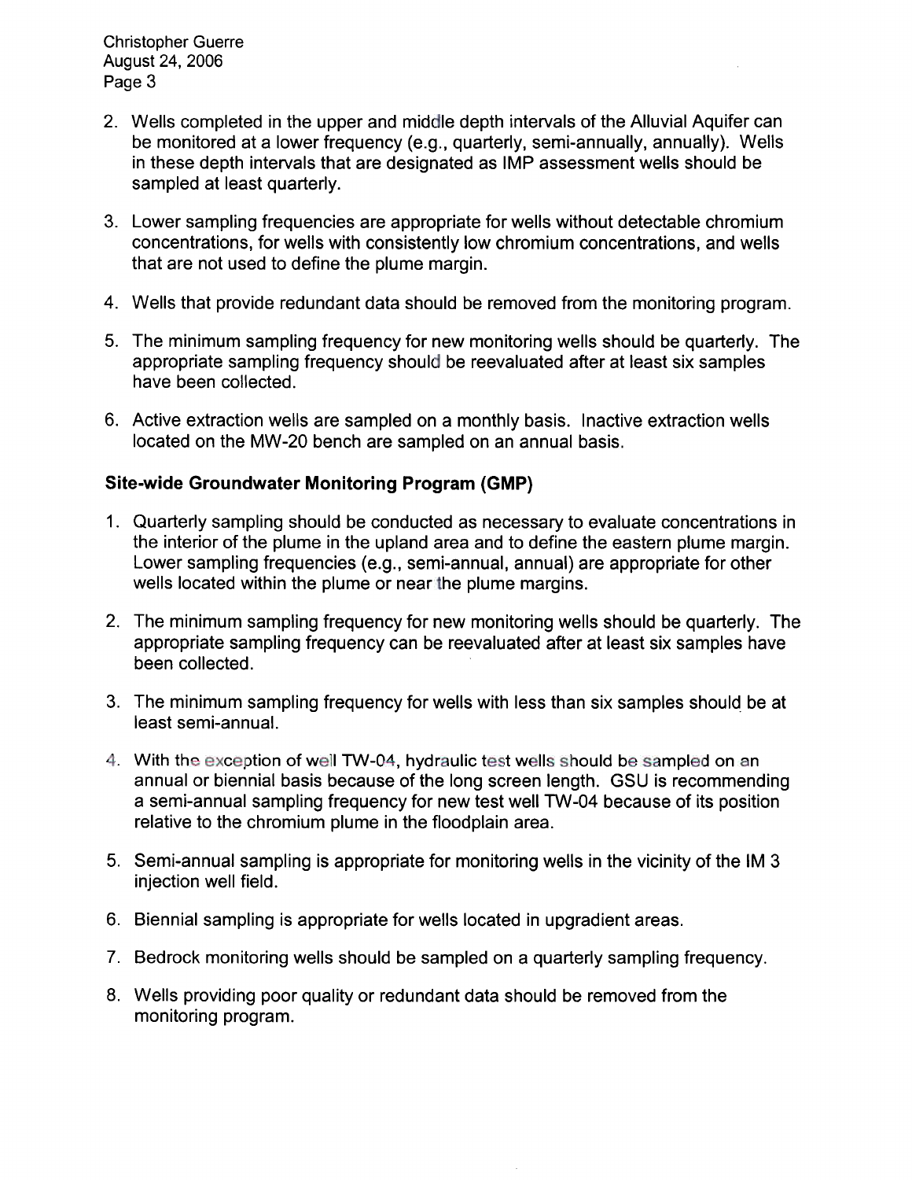2. Wells completed in the upper and middle depth intervals of the Alluvial Aquifer can be monitored at a lower frequency (e.g., quarterly, semi-annually, annually). Wells in these depth intervals that are designated as IMP assessment wells should be sampled at least quarterly.

3. Lower sampling frequencies are appropriate for wells without detectable chromium concentrations, for wells with consistently low chromium concentrations, and wells that are not used to define the plume margin.

4. Wells that provide redundant data should be removed from the monitoring program.

5. The minimum sampling frequency for new monitoring wells should be quarterly. The appropriate sampling frequency should be reevaluated after at least six samples have been collected.

6. Active extraction wells are sampled on a monthly basis. Inactive extraction wells located on the MW-20 bench are sampled on an annual basis.

**Site-wide Groundwater Monitoring Program (GMP)**

1. Quarterly sampling should be conducted as necessary to evaluate concentrations in the interior of the plume in the upland area and to define the eastern plume margin. Lower sampling frequencies (e.g., semi-annual, annual) are appropriate for other wells located within the plume or near the plume margins.

2. The minimum sampling frequency for new monitoring wells should be quarterly. The appropriate sampling frequency can be reevaluated after at least six samples have been collected.

3. The minimum sampling frequency for wells with less than six samples should be at least semi-annual.

4. With the exception of well TW-04, hydraulic test wells should be sampled on an annual or biennial basis because of the long screen length. GSU is recommending a semi-annual sampling frequency for new test well TW-04 because of its position relative to the chromium plume in the floodplain area.

5. Semi-annual sampling is appropriate for monitoring wells in the vicinity of the IM 3 injection well field.

6. Biennial sampling is appropriate for wells located in upgradient areas.

7. Bedrock monitoring wells should be sampled on a quarterly sampling frequency.

8. Wells providing poor quality or redundant data should be removed from the monitoring program.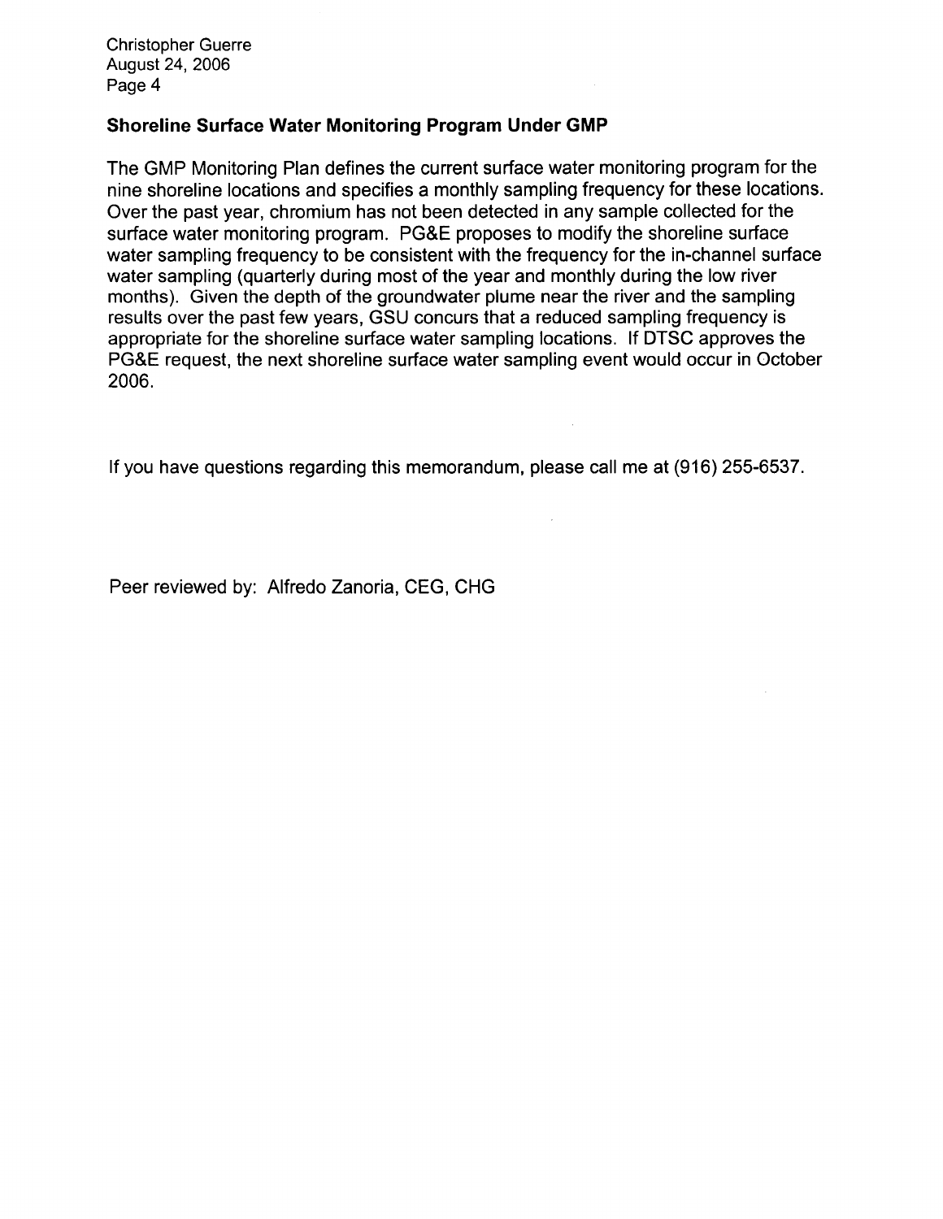## Shoreline Surface Water Monitoring Program Under GMP

The GMP Monitoring Plan defines the current surface water monitoring program for the nine shoreline locations and specifies a monthly sampling frequency for these locations. Over the past year, chromium has not been detected in any sample collected for the surface water monitoring program. PG&E proposes to modify the shoreline surface water sampling frequency to be consistent with the frequency for the in-channel surface water sampling (quarterly during most of the year and monthly during the low river months). Given the depth of the groundwater plume near the river and the sampling results over the past few years, GSU concurs that a reduced sampling frequency is appropriate for the shoreline surface water sampling locations. If DTSC approves the PG&E request, the next shoreline surface water sampling event would occur in October 2006.

If you have questions regarding this memorandum, please call me at (916) 255-6537.

Peer reviewed by: Alfredo Zanoria, CEG, CHG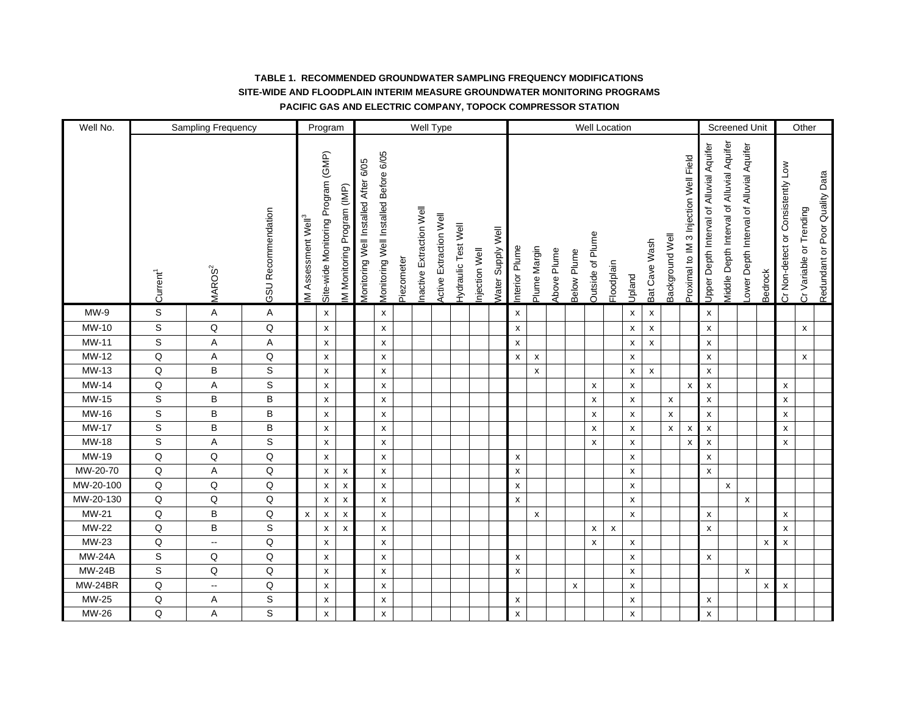**TABLE 1. RECOMMENDED GROUNDWATER SAMPLING FREQUENCY MODIFICATIONS**
**SITE-WIDE AND FLOODPLAIN INTERIM MEASURE GROUNDWATER MONITORING PROGRAMS**
**PACIFIC GAS AND ELECTRIC COMPANY, TOPOCK COMPRESSOR STATION**

| Well No. | Sampling Frequency | | | Program | | | Well Type | | | | | | | | Well Location | | | | | | | | | | Screened Unit | | | | Other | | |
|---|---|---|---|---|---|---|---|---|---|---|---|---|---|---|---|---|---|---|---|---|---|---|---|---|---|---|---|---|---|---|---|
| | Current[1] | MAROS[2] | GSU Recommendation | IM Assessment Well[3] | Site-wide Monitoring Program (GMP) | IM Monitoring Program (IMP) | Monitoring Well Installed After 6/05 | Monitoring Well Installed Before 6/05 | Piezometer | Inactive Extraction Well | Active Extraction Well | Hydraulic Test Well | Injection Well | Water Supply Well | Interior Plume | Plume Margin | Above Plume | Below Plume | Outside of Plume | Floodplain | Upland | Bat Cave Wash | Background Well | Proximal to IM 3 Injection Well Field | Upper Depth Interval of Alluvial Aquifer | Middle Depth Interval of Alluvial Aquifer | Lower Depth Interval of Alluvial Aquifer | Bedrock | Cr Non-detect or Consistently Low | Cr Variable or Trending | Redundant or Poor Quality Data |
| MW-9 | S | A | A | | x | | | x | | | | | | | x | | | | | | x | x | | | x | | | | | | |
| MW-10 | S | Q | Q | | x | | | x | | | | | | | x | | | | | | x | x | | | x | | | | | x | |
| MW-11 | S | A | A | | x | | | x | | | | | | | x | | | | | | x | x | | | x | | | | | | |
| MW-12 | Q | A | Q | | x | | | x | | | | | | | x | x | | | | | x | | | | x | | | | | x | |
| MW-13 | Q | B | S | | x | | | x | | | | | | | | x | | | | | x | x | | | x | | | | | | |
| MW-14 | Q | A | S | | x | | | x | | | | | | | | | | | x | | x | | | x | x | | | | x | | |
| MW-15 | S | B | B | | x | | | x | | | | | | | | | | | x | | x | | x | | x | | | | x | | |
| MW-16 | S | B | B | | x | | | x | | | | | | | | | | | x | | x | | x | | x | | | | x | | |
| MW-17 | S | B | B | | x | | | x | | | | | | | | | | | x | | x | | x | x | x | | | | x | | |
| MW-18 | S | A | S | | x | | | x | | | | | | | | | | | x | | x | | | x | x | | | | x | | |
| MW-19 | Q | Q | Q | | x | | | x | | | | | | | x | | | | | | x | | | | x | | | | | | |
| MW-20-70 | Q | A | Q | | x | x | | x | | | | | | | x | | | | | | x | | | | x | | | | | | |
| MW-20-100 | Q | Q | Q | | x | x | | x | | | | | | | x | | | | | | x | | | | | x | | | | | |
| MW-20-130 | Q | Q | Q | | x | x | | x | | | | | | | x | | | | | | x | | | | | | x | | | | |
| MW-21 | Q | B | Q | x | x | x | | x | | | | | | | | x | | | | | x | | | | x | | | | x | | |
| MW-22 | Q | B | S | | x | x | | x | | | | | | | | | | | x | x | | | | | x | | | | x | | |
| MW-23 | Q | -- | Q | | x | | | x | | | | | | | | | | | x | | x | | | | | | | x | x | | |
| MW-24A | S | Q | Q | | x | | | x | | | | | | | x | | | | | | x | | | | x | | | | | | |
| MW-24B | S | Q | Q | | x | | | x | | | | | | | x | | | | | | x | | | | | | x | | | | |
| MW-24BR | Q | -- | Q | | x | | | x | | | | | | | | | | x | | | x | | | | | | | x | x | | |
| MW-25 | Q | A | S | | x | | | x | | | | | | | x | | | | | | x | | | | x | | | | | | |
| MW-26 | Q | A | S | | x | | | x | | | | | | | x | | | | | | x | | | | x | | | | | | |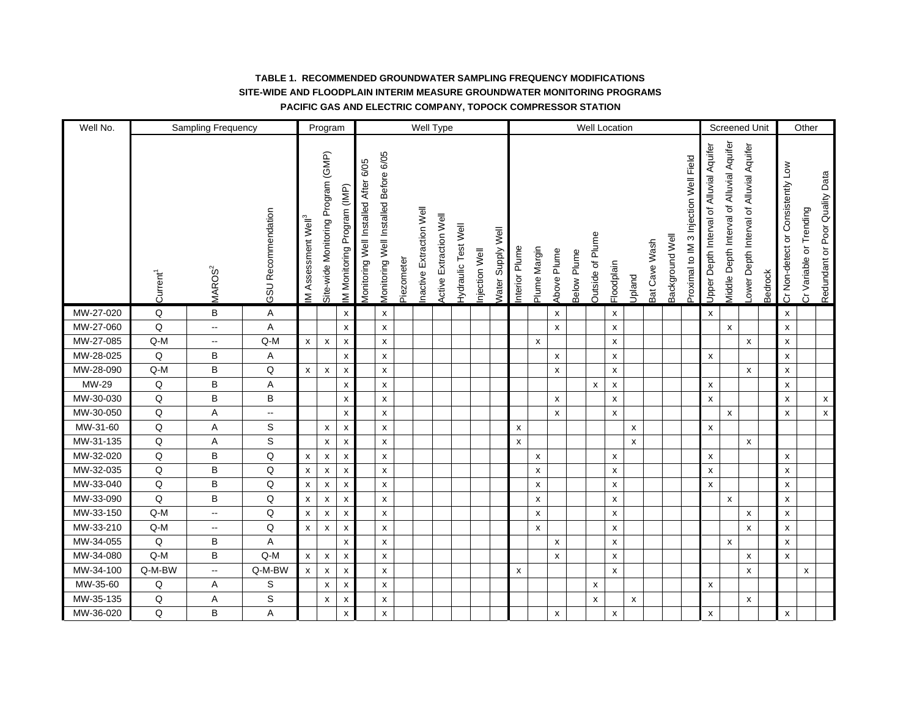**TABLE 1. RECOMMENDED GROUNDWATER SAMPLING FREQUENCY MODIFICATIONS**
**SITE-WIDE AND FLOODPLAIN INTERIM MEASURE GROUNDWATER MONITORING PROGRAMS**
**PACIFIC GAS AND ELECTRIC COMPANY, TOPOCK COMPRESSOR STATION**

| Well No. | Sampling Frequency | | | Program | | | Well Type | | | | | | | | Well Location | | | | | | | | | | Screened Unit | | | | Other | | |
|---|---|---|---|---|---|---|---|---|---|---|---|---|---|---|---|---|---|---|---|---|---|---|---|---|---|---|---|---|---|---|---|
| | Current[1] | MAROS[2] | GSU Recommendation | IM Assessment Well[3] | Site-wide Monitoring Program (GMP) | IM Monitoring Program (IMP) | Monitoring Well Installed After 6/05 | Monitoring Well Installed Before 6/05 | Piezometer | Inactive Extraction Well | Active Extraction Well | Hydraulic Test Well | Injection Well | Water Supply Well | Interior Plume | Plume Margin | Above Plume | Below Plume | Outside of Plume | Floodplain | Upland | Bat Cave Wash | Background Well | Proximal to IM 3 Injection Well Field | Upper Depth Interval of Alluvial Aquifer | Middle Depth Interval of Alluvial Aquifer | Lower Depth Interval of Alluvial Aquifer | Bedrock | Cr Non-detect or Consistently Low | Cr Variable or Trending | Redundant or Poor Quality Data |
| MW-27-020 | Q | B | A | | | x | | x | | | | | | | | | x | | | x | | | | | x | | | | x | | |
| MW-27-060 | Q | -- | A | | | x | | x | | | | | | | | | x | | | x | | | | | | x | | | x | | |
| MW-27-085 | Q-M | -- | Q-M | x | x | x | | x | | | | | | | | x | | | | x | | | | | | | x | | x | | |
| MW-28-025 | Q | B | A | | | x | | x | | | | | | | | | x | | | x | | | | | x | | | | x | | |
| MW-28-090 | Q-M | B | Q | x | x | x | | x | | | | | | | | | x | | | x | | | | | | | x | | x | | |
| MW-29 | Q | B | A | | | x | | x | | | | | | | | | | | x | x | | | | | x | | | | x | | |
| MW-30-030 | Q | B | B | | | x | | x | | | | | | | | | x | | | x | | | | | x | | | | x | | x |
| MW-30-050 | Q | A | -- | | | x | | x | | | | | | | | | x | | | x | | | | | | x | | | x | | x |
| MW-31-60 | Q | A | S | | x | x | | x | | | | | | | x | | | | | | x | | | | x | | | | | | |
| MW-31-135 | Q | A | S | | x | x | | x | | | | | | | x | | | | | | x | | | | | | x | | | | |
| MW-32-020 | Q | B | Q | x | x | x | | x | | | | | | | | x | | | | x | | | | | x | | | | x | | |
| MW-32-035 | Q | B | Q | x | x | x | | x | | | | | | | | x | | | | x | | | | | x | | | | x | | |
| MW-33-040 | Q | B | Q | x | x | x | | x | | | | | | | | x | | | | x | | | | | x | | | | x | | |
| MW-33-090 | Q | B | Q | x | x | x | | x | | | | | | | | x | | | | x | | | | | | x | | | x | | |
| MW-33-150 | Q-M | -- | Q | x | x | x | | x | | | | | | | | x | | | | x | | | | | | | x | | x | | |
| MW-33-210 | Q-M | -- | Q | x | x | x | | x | | | | | | | | x | | | | x | | | | | | | x | | x | | |
| MW-34-055 | Q | B | A | | | x | | x | | | | | | | | | x | | | x | | | | | | x | | | x | | |
| MW-34-080 | Q-M | B | Q-M | x | x | x | | x | | | | | | | | | x | | | x | | | | | | | x | | x | | |
| MW-34-100 | Q-M-BW | -- | Q-M-BW | x | x | x | | x | | | | | | | x | | | | | x | | | | | | | x | | | x | |
| MW-35-60 | Q | A | S | | x | x | | x | | | | | | | | | | | x | | | | | | x | | | | | | |
| MW-35-135 | Q | A | S | | x | x | | x | | | | | | | | | | | x | | x | | | | | | x | | | | |
| MW-36-020 | Q | B | A | | | x | | x | | | | | | | | | x | | | x | | | | | x | | | | x | | |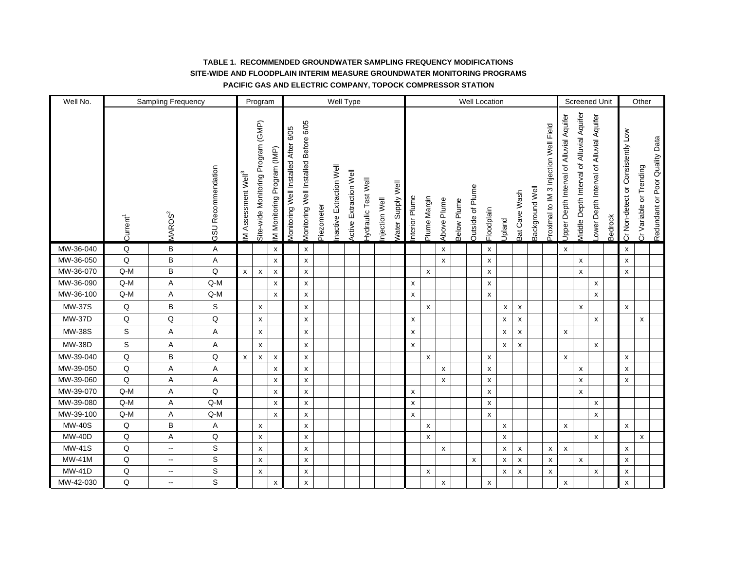**TABLE 1. RECOMMENDED GROUNDWATER SAMPLING FREQUENCY MODIFICATIONS**

**SITE-WIDE AND FLOODPLAIN INTERIM MEASURE GROUNDWATER MONITORING PROGRAMS**

**PACIFIC GAS AND ELECTRIC COMPANY, TOPOCK COMPRESSOR STATION**

| Well No. | Sampling Frequency | | | Program | | | Well Type | | | | | | | | Well Location | | | | | | | | | | Screened Unit | | | | Other | | |
|---|---|---|---|---|---|---|---|---|---|---|---|---|---|---|---|---|---|---|---|---|---|---|---|---|---|---|---|---|---|---|---|
| | Current[1] | MAROS[2] | GSU Recommendation | IM Assessment Well[3] | Site-wide Monitoring Program (GMP) | IM Monitoring Program (IMP) | Monitoring Well Installed After 6/05 | Monitoring Well Installed Before 6/05 | Piezometer | Inactive Extraction Well | Active Extraction Well | Hydraulic Test Well | Injection Well | Water Supply Well | Interior Plume | Plume Margin | Above Plume | Below Plume | Outside of Plume | Floodplain | Upland | Bat Cave Wash | Background Well | Proximal to IM 3 Injection Well Field | Upper Depth Interval of Alluvial Aquifer | Middle Depth Interval of Alluvial Aquifer | Lower Depth Interval of Alluvial Aquifer | Bedrock | Cr Non-detect or Consistently Low | Cr Variable or Trending | Redundant or Poor Quality Data |
| MW-36-040 | Q | B | A | | | x | | x | | | | | | | | | x | | | x | | | | | x | | | | x | | |
| MW-36-050 | Q | B | A | | | x | | x | | | | | | | | | x | | | x | | | | | | x | | | x | | |
| MW-36-070 | Q-M | B | Q | x | x | x | | x | | | | | | | | x | | | | x | | | | | | x | | | x | | |
| MW-36-090 | Q-M | A | Q-M | | | x | | x | | | | | | | x | | | | | x | | | | | | | x | | | | |
| MW-36-100 | Q-M | A | Q-M | | | x | | x | | | | | | | x | | | | | x | | | | | | | x | | | | |
| MW-37S | Q | B | S | | x | | | x | | | | | | | | x | | | | | x | x | | | | x | | | x | | |
| MW-37D | Q | Q | Q | | x | | | x | | | | | | | x | | | | | | x | x | | | | | x | | | x | |
| MW-38S | S | A | A | | x | | | x | | | | | | | x | | | | | | x | x | | | x | | | | | | |
| MW-38D | S | A | A | | x | | | x | | | | | | | x | | | | | | x | x | | | | | x | | | | |
| MW-39-040 | Q | B | Q | x | x | x | | x | | | | | | | | x | | | | x | | | | | x | | | | x | | |
| MW-39-050 | Q | A | A | | | x | | x | | | | | | | | | x | | | x | | | | | | x | | | x | | |
| MW-39-060 | Q | A | A | | | x | | x | | | | | | | | | x | | | x | | | | | | x | | | x | | |
| MW-39-070 | Q-M | A | Q | | | x | | x | | | | | | | x | | | | | x | | | | | | x | | | | | |
| MW-39-080 | Q-M | A | Q-M | | | x | | x | | | | | | | x | | | | | x | | | | | | | x | | | | |
| MW-39-100 | Q-M | A | Q-M | | | x | | x | | | | | | | x | | | | | x | | | | | | | x | | | | |
| MW-40S | Q | B | A | | x | | | x | | | | | | | | x | | | | | x | | | | x | | | | x | | |
| MW-40D | Q | A | Q | | x | | | x | | | | | | | | x | | | | | x | | | | | | x | | | x | |
| MW-41S | Q | -- | S | | x | | | x | | | | | | | | | x | | | | x | x | | x | x | | | | x | | |
| MW-41M | Q | -- | S | | x | | | x | | | | | | | | | | | x | | x | x | | x | | x | | | x | | |
| MW-41D | Q | -- | S | | x | | | x | | | | | | | | x | | | | | x | x | | x | | | x | | x | | |
| MW-42-030 | Q | -- | S | | | x | | x | | | | | | | | | x | | | x | | | | | x | | | | x | | |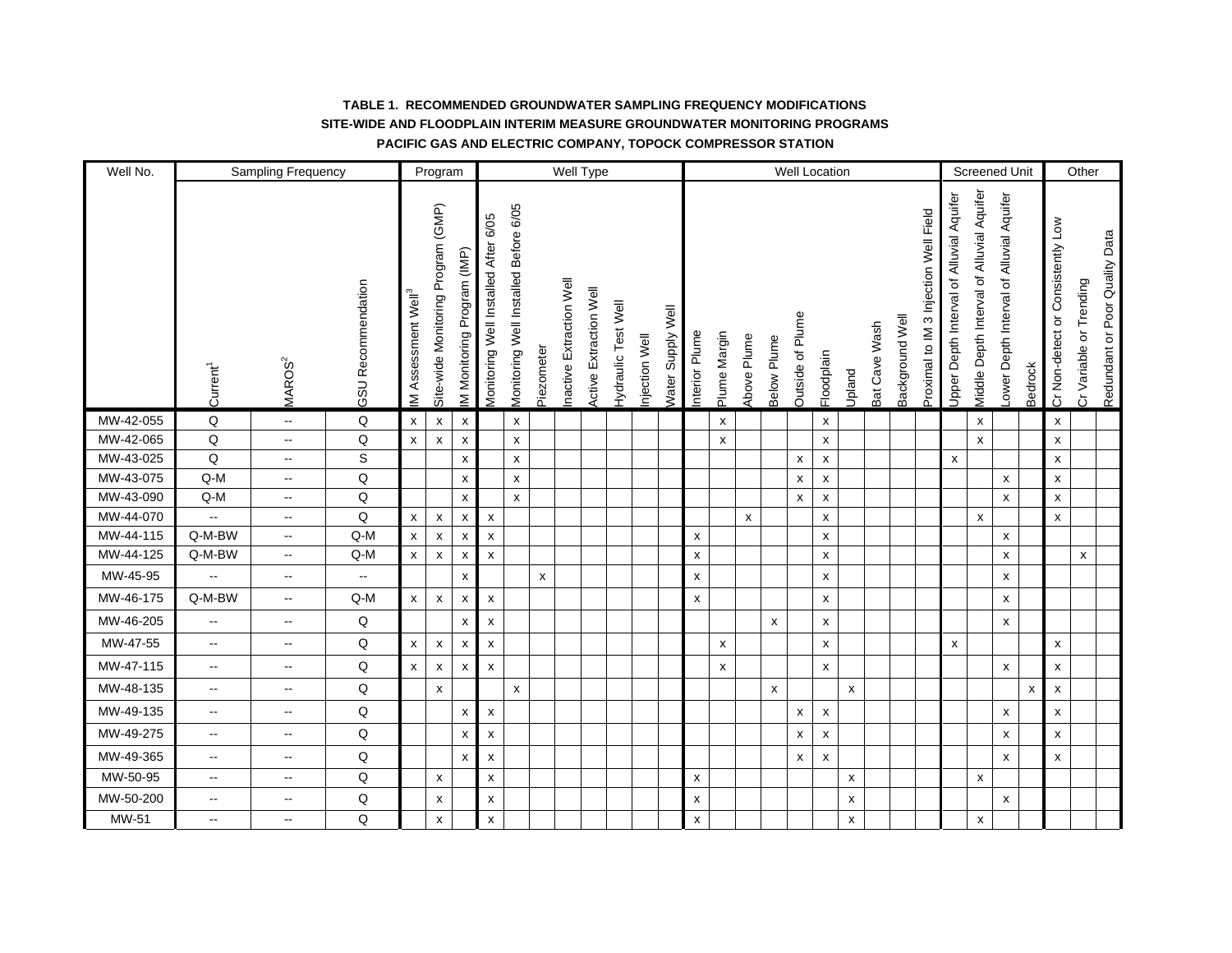**TABLE 1. RECOMMENDED GROUNDWATER SAMPLING FREQUENCY MODIFICATIONS**
**SITE-WIDE AND FLOODPLAIN INTERIM MEASURE GROUNDWATER MONITORING PROGRAMS**
**PACIFIC GAS AND ELECTRIC COMPANY, TOPOCK COMPRESSOR STATION**

| Well No. | Sampling Frequency | | | Program | | | Well Type | | | | | | | | Well Location | | | | | | | | | | Screened Unit | | | | Other | | |
|---|---|---|---|---|---|---|---|---|---|---|---|---|---|---|---|---|---|---|---|---|---|---|---|---|---|---|---|---|---|---|---|
| | Current[1] | MAROS[2] | GSU Recommendation | IM Assessment Well[3] | Site-wide Monitoring Program (GMP) | IM Monitoring Program (IMP) | Monitoring Well Installed After 6/05 | Monitoring Well Installed Before 6/05 | Piezometer | Inactive Extraction Well | Active Extraction Well | Hydraulic Test Well | Injection Well | Water Supply Well | Interior Plume | Plume Margin | Above Plume | Below Plume | Outside of Plume | Floodplain | Upland | Bat Cave Wash | Background Well | Proximal to IM 3 Injection Well Field | Upper Depth Interval of Alluvial Aquifer | Middle Depth Interval of Alluvial Aquifer | Lower Depth Interval of Alluvial Aquifer | Bedrock | Cr Non-detect or Consistently Low | Cr Variable or Trending | Redundant or Poor Quality Data |
| MW-42-055 | Q | -- | Q | x | x | x | | x | | | | | | | | x | | | | x | | | | | | x | | | x | | |
| MW-42-065 | Q | -- | Q | x | x | x | | x | | | | | | | | x | | | | x | | | | | | x | | | x | | |
| MW-43-025 | Q | -- | S | | | x | | x | | | | | | | | | | | x | x | | | | | x | | | | x | | |
| MW-43-075 | Q-M | -- | Q | | | x | | x | | | | | | | | | | | x | x | | | | | | | x | | x | | |
| MW-43-090 | Q-M | -- | Q | | | x | | x | | | | | | | | | | | x | x | | | | | | | x | | x | | |
| MW-44-070 | -- | -- | Q | x | x | x | x | | | | | | | | | | x | | | x | | | | | | x | | | x | | |
| MW-44-115 | Q-M-BW | -- | Q-M | x | x | x | x | | | | | | | | x | | | | | x | | | | | | | x | | | | |
| MW-44-125 | Q-M-BW | -- | Q-M | x | x | x | x | | | | | | | | x | | | | | x | | | | | | | x | | | x | |
| MW-45-95 | -- | -- | -- | | | x | | | x | | | | | | x | | | | | x | | | | | | | x | | | | |
| MW-46-175 | Q-M-BW | -- | Q-M | x | x | x | x | | | | | | | | x | | | | | x | | | | | | | x | | | | |
| MW-46-205 | -- | -- | Q | | | x | x | | | | | | | | | | | x | | x | | | | | | | x | | | | |
| MW-47-55 | -- | -- | Q | x | x | x | x | | | | | | | | | x | | | | x | | | | | x | | | | x | | |
| MW-47-115 | -- | -- | Q | x | x | x | x | | | | | | | | | x | | | | x | | | | | | | x | | x | | |
| MW-48-135 | -- | -- | Q | | x | | | x | | | | | | | | | | x | | | x | | | | | | | x | x | | |
| MW-49-135 | -- | -- | Q | | | x | x | | | | | | | | | | | | x | x | | | | | | | x | | x | | |
| MW-49-275 | -- | -- | Q | | | x | x | | | | | | | | | | | | x | x | | | | | | | x | | x | | |
| MW-49-365 | -- | -- | Q | | | x | x | | | | | | | | | | | | x | x | | | | | | | x | | x | | |
| MW-50-95 | -- | -- | Q | | x | | x | | | | | | | | x | | | | | | x | | | | | x | | | | | |
| MW-50-200 | -- | -- | Q | | x | | x | | | | | | | | x | | | | | | x | | | | | | x | | | | |
| MW-51 | -- | -- | Q | | x | | x | | | | | | | | x | | | | | | x | | | | | x | | | | | |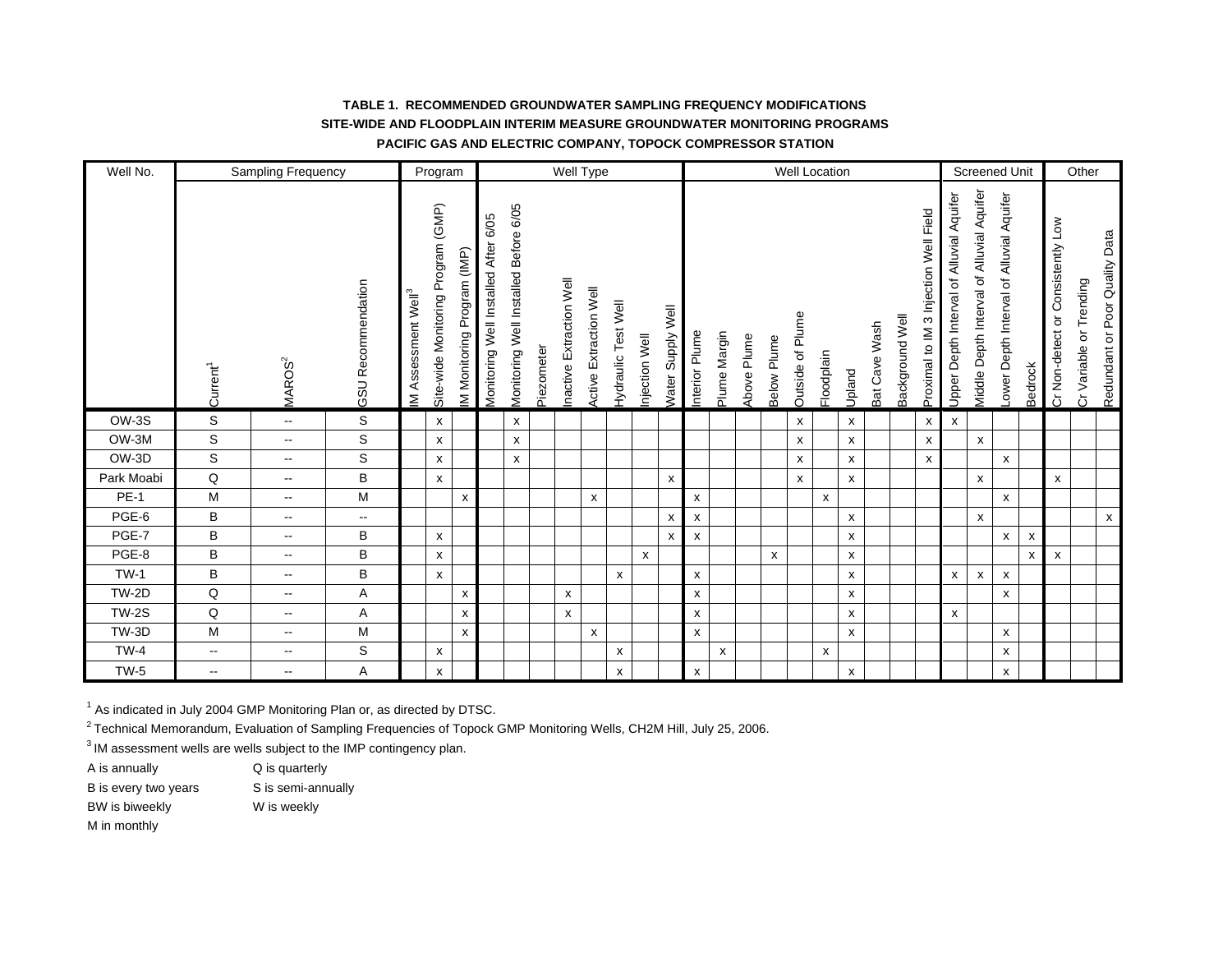**TABLE 1. RECOMMENDED GROUNDWATER SAMPLING FREQUENCY MODIFICATIONS**
**SITE-WIDE AND FLOODPLAIN INTERIM MEASURE GROUNDWATER MONITORING PROGRAMS**
**PACIFIC GAS AND ELECTRIC COMPANY, TOPOCK COMPRESSOR STATION**

| Well No. | Sampling Frequency | | | Program | | | Well Type | | | | | | | | Well Location | | | | | | | | | | Screened Unit | | | | Other | | |
|---|---|---|---|---|---|---|---|---|---|---|---|---|---|---|---|---|---|---|---|---|---|---|---|---|---|---|---|---|---|---|---|
| | Current[1] | MAROS[2] | GSU Recommendation | IM Assessment Well[3] | Site-wide Monitoring Program (GMP) | IM Monitoring Program (IMP) | Monitoring Well Installed After 6/05 | Monitoring Well Installed Before 6/05 | Piezometer | Inactive Extraction Well | Active Extraction Well | Hydraulic Test Well | Injection Well | Water Supply Well | Interior Plume | Plume Margin | Above Plume | Below Plume | Outside of Plume | Floodplain | Upland | Bat Cave Wash | Background Well | Proximal to IM 3 Injection Well Field | Upper Depth Interval of Alluvial Aquifer | Middle Depth Interval of Alluvial Aquifer | Lower Depth Interval of Alluvial Aquifer | Bedrock | Cr Non-detect or Consistently Low | Cr Variable or Trending | Redundant or Poor Quality Data |
| OW-3S | S | -- | S | | x | | | x | | | | | | | | | | | x | | x | | | x | x | | | | | | |
| OW-3M | S | -- | S | | x | | | x | | | | | | | | | | | x | | x | | | x | | x | | | | | |
| OW-3D | S | -- | S | | x | | | x | | | | | | | | | | | x | | x | | | x | | | x | | | | |
| Park Moabi | Q | -- | B | | x | | | | | | | | | x | | | | | x | | x | | | | | x | | | x | | |
| PE-1 | M | -- | M | | | x | | | | | x | | | | x | | | | | x | | | | | | | x | | | | |
| PGE-6 | B | -- | -- | | | | | | | | | | | x | x | | | | | | x | | | | | x | | | | | x |
| PGE-7 | B | -- | B | | x | | | | | | | | | x | x | | | | | | x | | | | | | x | x | | | |
| PGE-8 | B | -- | B | | x | | | | | | | | x | | | | | x | | | x | | | | | | | x | x | | |
| TW-1 | B | -- | B | | x | | | | | | | x | | | x | | | | | | x | | | | x | x | x | | | | |
| TW-2D | Q | -- | A | | | x | | | | x | | | | | x | | | | | | x | | | | | | x | | | | |
| TW-2S | Q | -- | A | | | x | | | | x | | | | | x | | | | | | x | | | | x | | | | | | |
| TW-3D | M | -- | M | | | x | | | | | x | | | | x | | | | | | x | | | | | | x | | | | |
| TW-4 | -- | -- | S | | x | | | | | | | x | | | | x | | | | x | | | | | | | x | | | | |
| TW-5 | -- | -- | A | | x | | | | | | | x | | | x | | | | | | x | | | | | | x | | | | |

[1] As indicated in July 2004 GMP Monitoring Plan or, as directed by DTSC.

[2] Technical Memorandum, Evaluation of Sampling Frequencies of Topock GMP Monitoring Wells, CH2M Hill, July 25, 2006.

[3] IM assessment wells are wells subject to the IMP contingency plan.

A is annually — Q is quarterly

B is every two years — S is semi-annually

BW is biweekly — W is weekly

M in monthly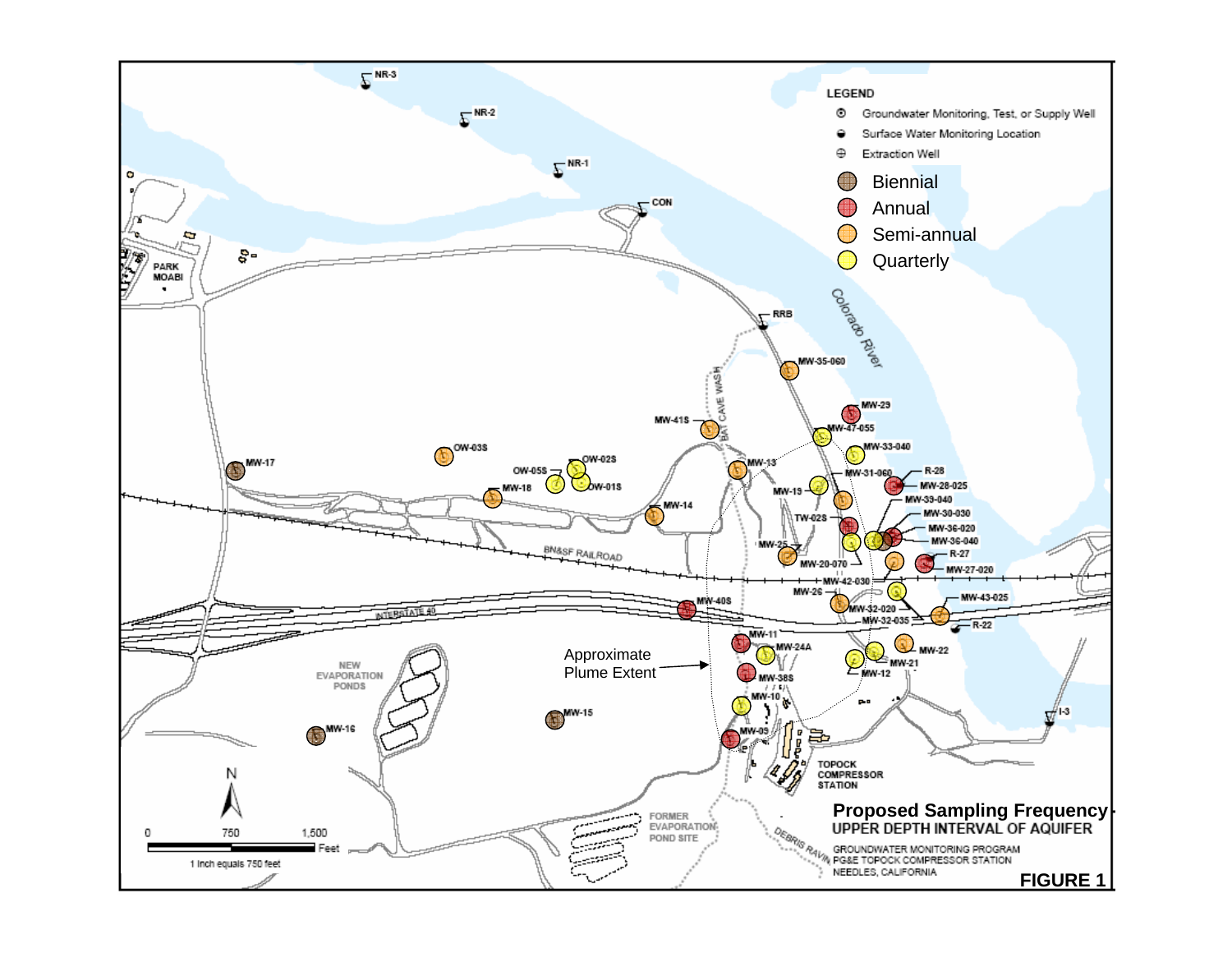**LEGEND**

- Groundwater Monitoring, Test, or Supply Well
- Surface Water Monitoring Location
- Extraction Well
- Biennial
- Annual
- Semi-annual
- Quarterly

NR-3, NR-2, NR-1, CON, RRB, PARK MOABI, Colorado River, MW-35-060, MW-29, MW-47-055, MW-33-040, MW-41S, BAT CAVE WASH, MW-13, MW-31-060, R-28, MW-28-025, MW-39-040, MW-30-030, MW-36-020, MW-36-040, R-27, MW-27-020, MW-19, TW-02S, MW-25, MW-20-070, MW-42-030, MW-26, MW-32-020, MW-32-035, MW-43-025, R-22, MW-17, OW-03S, OW-02S, OW-05S, OW-01S, MW-18, MW-14, BN&SF RAILROAD, INTERSTATE 40, MW-40S, MW-11, MW-24A, MW-22, MW-21, MW-12, MW-38S, MW-10, MW-09, MW-15, MW-16, NEW EVAPORATION PONDS, TOPOCK COMPRESSOR STATION, I-3, FORMER EVAPORATION POND SITE, DEBRIS RAVINE

Approximate Plume Extent

N

0 750 1,500 Feet

1 inch equals 750 feet

**Proposed Sampling Frequency**

**UPPER DEPTH INTERVAL OF AQUIFER**

GROUNDWATER MONITORING PROGRAM
PG&E TOPOCK COMPRESSOR STATION
NEEDLES, CALIFORNIA

**FIGURE 1**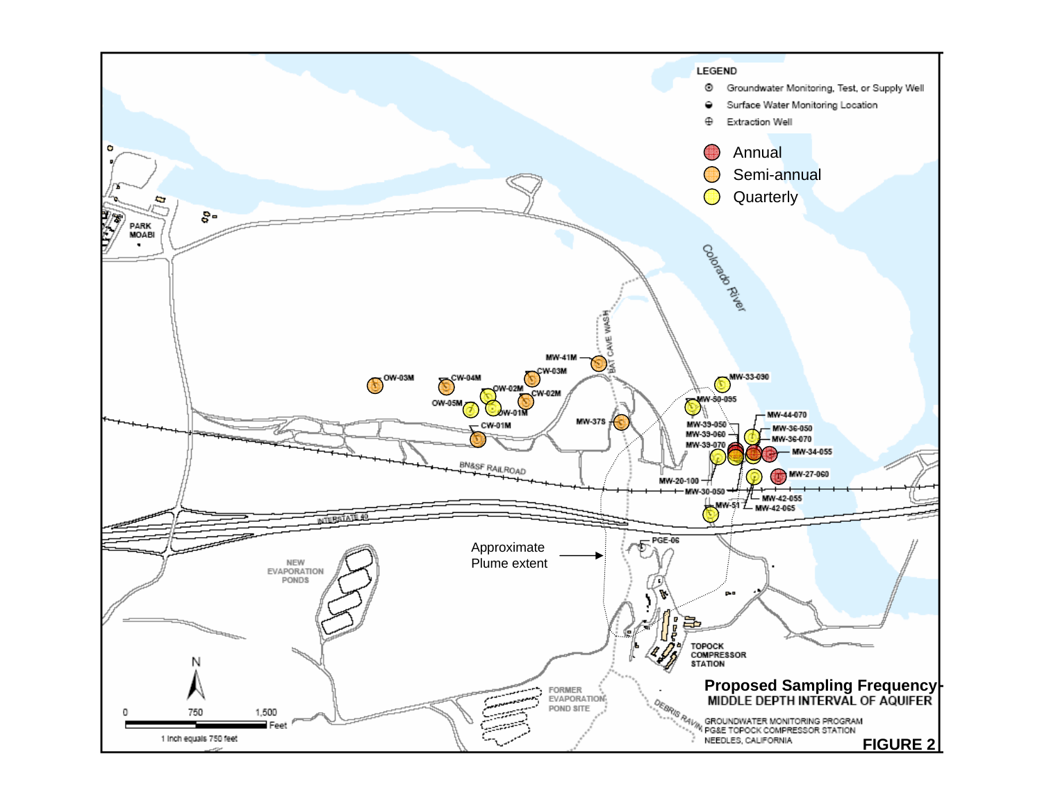LEGEND

- Groundwater Monitoring, Test, or Supply Well
- Surface Water Monitoring Location
- Extraction Well
- Annual
- Semi-annual
- Quarterly

Colorado River

PARK MOABI

OW-03M, CW-04M, OW-02M, OW-05M, OW-01M, CW-02M, CW-03M, CW-01M, MW-41M, MW-37S, BAT CAVE WASH

MW-33-090, MW-50-095, MW-44-070, MW-39-050, MW-39-060, MW-39-070, MW-36-050, MW-36-070, MW-34-055, MW-27-060, MW-20-100, MW-30-050, MW-51, MW-42-055, MW-42-065, PGE-06

BN&SF RAILROAD

INTERSTATE 40

Approximate Plume extent

NEW EVAPORATION PONDS

FORMER EVAPORATION POND SITE

DEBRIS RAVINE

TOPOCK COMPRESSOR STATION

N

0 750 1,500 Feet

1 inch equals 750 feet

**Proposed Sampling Frequency - MIDDLE DEPTH INTERVAL OF AQUIFER**

GROUNDWATER MONITORING PROGRAM
PG&E TOPOCK COMPRESSOR STATION
NEEDLES, CALIFORNIA

**FIGURE 2**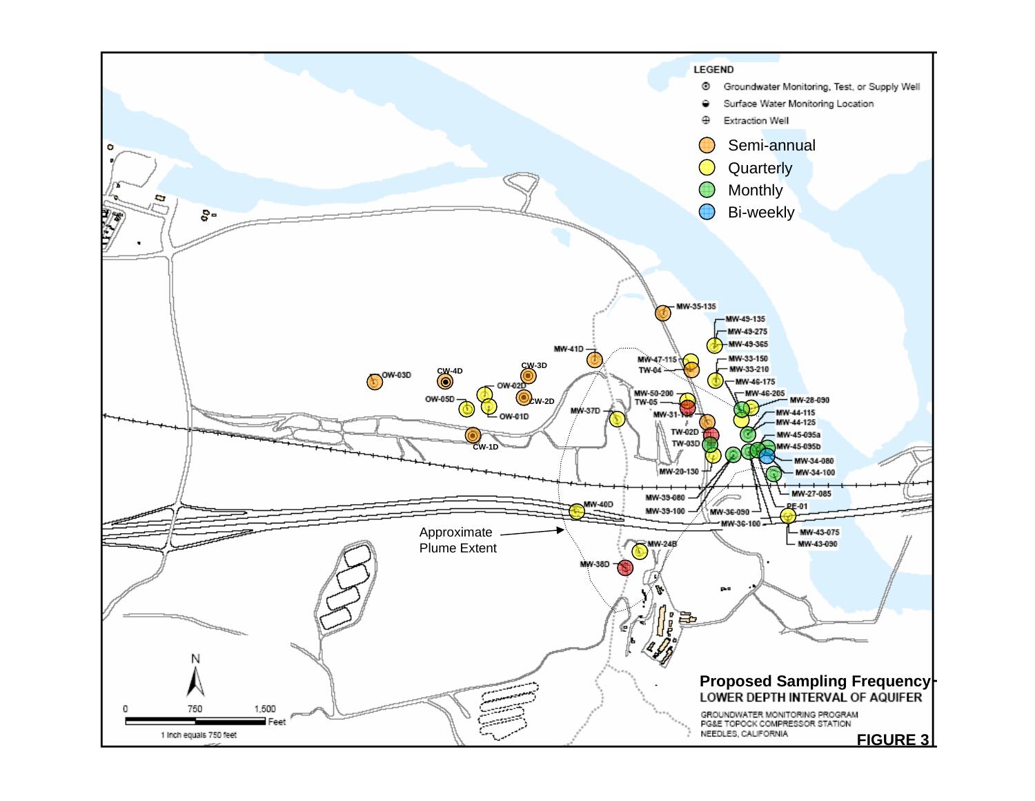LEGEND

Groundwater Monitoring, Test, or Supply Well

Surface Water Monitoring Location

Extraction Well

Semi-annual

Quarterly

Monthly

Bi-weekly

MW-35-135

MW-49-135

MW-49-275

MW-49-365

MW-41D

MW-47-115

TW-04

MW-33-150

MW-33-210

MW-46-175

MW-46-205

CW-4D

CW-3D

OW-03D

OW-02D

OW-05D

CW-2D

OW-01D

MW-50-200

TW-05

MW-28-090

MW-37D

MW-31-135

MW-44-115

MW-44-125

TW-02D

MW-45-095a

MW-45-095b

TW-03D

MW-34-080

MW-34-100

CW-1D

MW-20-130

MW-27-085

MW-39-080

MW-40D

PE-01

MW-39-100

MW-36-090

MW-36-100

MW-43-075

MW-43-090

Approximate Plume Extent

MW-24B

MW-38D

N

0 750 1,500 Feet

1 inch equals 750 feet

**Proposed Sampling Frequency**

**LOWER DEPTH INTERVAL OF AQUIFER**

GROUNDWATER MONITORING PROGRAM
PG&E TOPOCK COMPRESSOR STATION
NEEDLES, CALIFORNIA

**FIGURE 3**